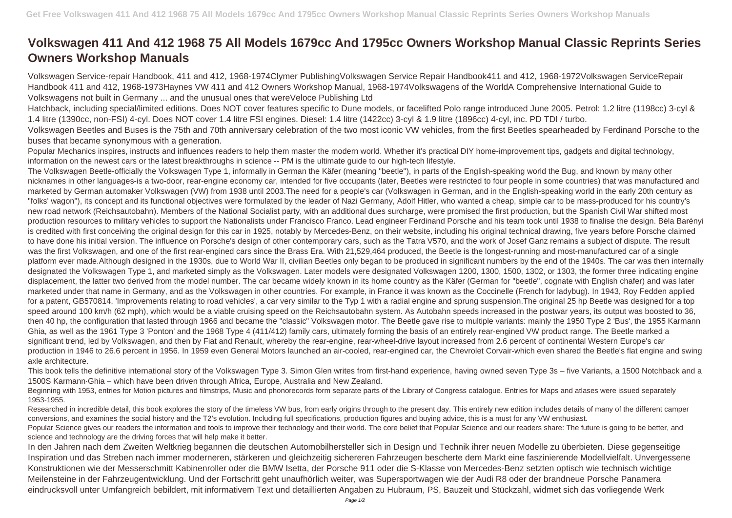# Volkswagen 411 And 412 1968 75 All Models 1679cc And 1795cc Owners Workshop Manual Classic Reprints Series Owners Workshop Manuals

Volkswagen Service-repair Handbook, 411 and 412, 1968-1974Clymer PublishingVolkswagen Service Repair Handbook411 and 412, 1968-1972Volkswagen ServiceRepair Handbook 411 and 412, 1968-1973Haynes VW 411 and 412 Owners Workshop Manual, 1968-1974Volkswagens of the WorldA Comprehensive International Guide to Volkswagens not built in Germany ... and the unusual ones that wereVeloce Publishing Ltd

Hatchback, including special/limited editions. Does NOT cover features specific to Dune models, or facelifted Polo range introduced June 2005. Petrol: 1.2 litre (1198cc) 3-cyl & 1.4 litre (1390cc, non-FSI) 4-cyl. Does NOT cover 1.4 litre FSI engines. Diesel: 1.4 litre (1422cc) 3-cyl & 1.9 litre (1896cc) 4-cyl, inc. PD TDI / turbo.

Volkswagen Beetles and Buses is the 75th and 70th anniversary celebration of the two most iconic VW vehicles, from the first Beetles spearheaded by Ferdinand Porsche to the buses that became synonymous with a generation.

Popular Mechanics inspires, instructs and influences readers to help them master the modern world. Whether it's practical DIY home-improvement tips, gadgets and digital technology, information on the newest cars or the latest breakthroughs in science -- PM is the ultimate guide to our high-tech lifestyle.

The Volkswagen Beetle-officially the Volkswagen Type 1, informally in German the Käfer (meaning "beetle"), in parts of the English-speaking world the Bug, and known by many other nicknames in other languages-is a two-door, rear-engine economy car, intended for five occupants (later, Beetles were restricted to four people in some countries) that was manufactured and marketed by German automaker Volkswagen (VW) from 1938 until 2003.The need for a people's car (Volkswagen in German, and in the English-speaking world in the early 20th century as "folks' wagon"), its concept and its functional objectives were formulated by the leader of Nazi Germany, Adolf Hitler, who wanted a cheap, simple car to be mass-produced for his country's new road network (Reichsautobahn). Members of the National Socialist party, with an additional dues surcharge, were promised the first production, but the Spanish Civil War shifted most production resources to military vehicles to support the Nationalists under Francisco Franco. Lead engineer Ferdinand Porsche and his team took until 1938 to finalise the design. Béla Barényi is credited with first conceiving the original design for this car in 1925, notably by Mercedes-Benz, on their website, including his original technical drawing, five years before Porsche claimed to have done his initial version. The influence on Porsche's design of other contemporary cars, such as the Tatra V570, and the work of Josef Ganz remains a subject of dispute. The result was the first Volkswagen, and one of the first rear-engined cars since the Brass Era. With 21,529,464 produced, the Beetle is the longest-running and most-manufactured car of a single platform ever made.Although designed in the 1930s, due to World War II, civilian Beetles only began to be produced in significant numbers by the end of the 1940s. The car was then internally designated the Volkswagen Type 1, and marketed simply as the Volkswagen. Later models were designated Volkswagen 1200, 1300, 1500, 1302, or 1303, the former three indicating engine displacement, the latter two derived from the model number. The car became widely known in its home country as the Käfer (German for "beetle", cognate with English chafer) and was later marketed under that name in Germany, and as the Volkswagen in other countries. For example, in France it was known as the Coccinelle (French for ladybug). In 1943, Roy Fedden applied for a patent, GB570814, 'Improvements relating to road vehicles', a car very similar to the Typ 1 with a radial engine and sprung suspension.The original 25 hp Beetle was designed for a top speed around 100 km/h (62 mph), which would be a viable cruising speed on the Reichsautobahn system. As Autobahn speeds increased in the postwar years, its output was boosted to 36, then 40 hp, the configuration that lasted through 1966 and became the "classic" Volkswagen motor. The Beetle gave rise to multiple variants: mainly the 1950 Type 2 'Bus', the 1955 Karmann Ghia, as well as the 1961 Type 3 'Ponton' and the 1968 Type 4 (411/412) family cars, ultimately forming the basis of an entirely rear-engined VW product range. The Beetle marked a significant trend, led by Volkswagen, and then by Fiat and Renault, whereby the rear-engine, rear-wheel-drive layout increased from 2.6 percent of continental Western Europe's car production in 1946 to 26.6 percent in 1956. In 1959 even General Motors launched an air-cooled, rear-engined car, the Chevrolet Corvair-which even shared the Beetle's flat engine and swing axle architecture.

This book tells the definitive international story of the Volkswagen Type 3. Simon Glen writes from first-hand experience, having owned seven Type 3s – five Variants, a 1500 Notchback and a 1500S Karmann·Ghia – which have been driven through Africa, Europe, Australia and New Zealand.

Beginning with 1953, entries for Motion pictures and filmstrips, Music and phonorecords form separate parts of the Library of Congress catalogue. Entries for Maps and atlases were issued separately 1953-1955.

Researched in incredible detail, this book explores the story of the timeless VW bus, from early origins through to the present day. This entirely new edition includes details of many of the different camper conversions, and examines the social history and the T2's evolution. Including full specifications, production figures and buying advice, this is a must for any VW enthusiast.

Popular Science gives our readers the information and tools to improve their technology and their world. The core belief that Popular Science and our readers share: The future is going to be better, and science and technology are the driving forces that will help make it better.

In den Jahren nach dem Zweiten Weltkrieg begannen die deutschen Automobilhersteller sich in Design und Technik ihrer neuen Modelle zu überbieten. Diese gegenseitige Inspiration und das Streben nach immer moderneren, stärkeren und gleichzeitig sichereren Fahrzeugen bescherte dem Markt eine faszinierende Modellvielfalt. Unvergessene Konstruktionen wie der Messerschmitt Kabinenroller oder die BMW Isetta, der Porsche 911 oder die S-Klasse von Mercedes-Benz setzten optisch wie technisch wichtige Meilensteine in der Fahrzeugentwicklung. Und der Fortschritt geht unaufhörlich weiter, was Supersportwagen wie der Audi R8 oder der brandneue Porsche Panamera eindrucksvoll unter Umfangreich bebildert, mit informativem Text und detaillierten Angaben zu Hubraum, PS, Bauzeit und Stückzahl, widmet sich das vorliegende Werk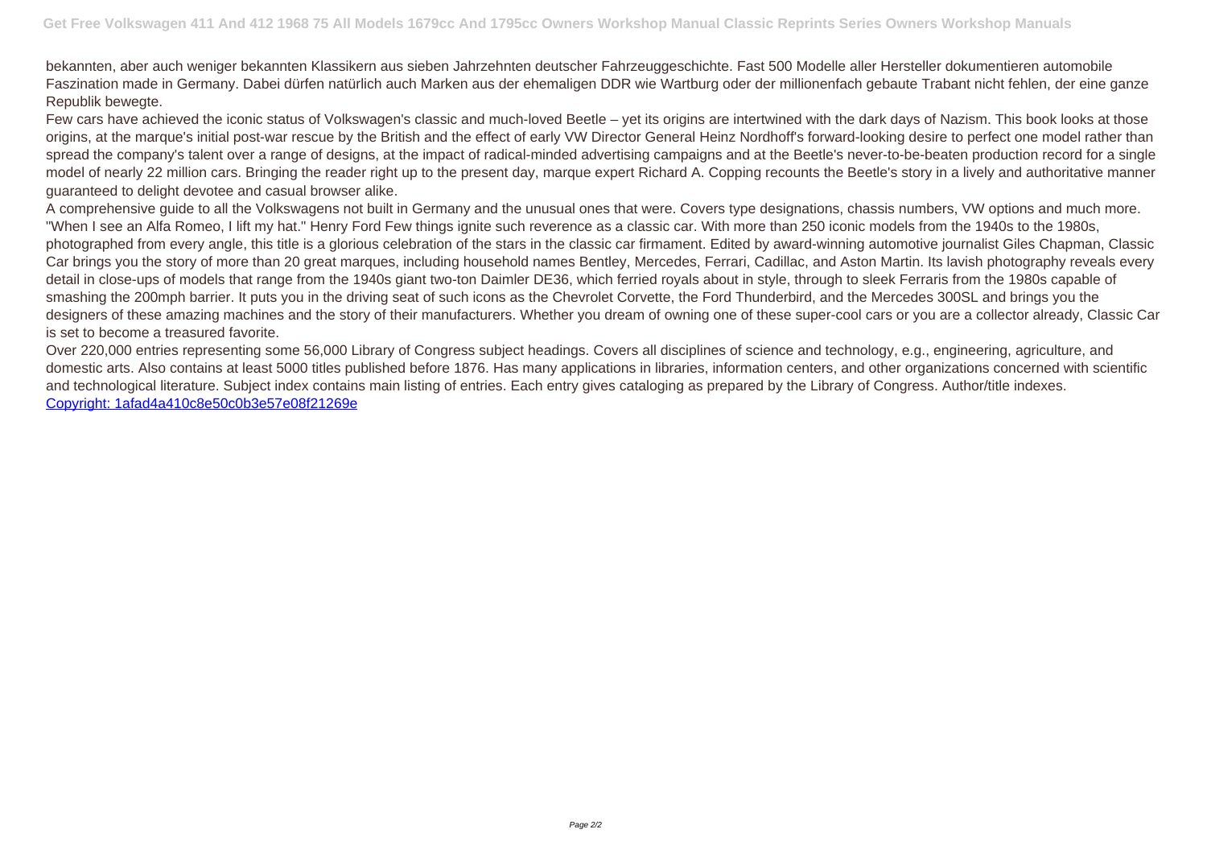bekannten, aber auch weniger bekannten Klassikern aus sieben Jahrzehnten deutscher Fahrzeuggeschichte. Fast 500 Modelle aller Hersteller dokumentieren automobile Faszination made in Germany. Dabei dürfen natürlich auch Marken aus der ehemaligen DDR wie Wartburg oder der millionenfach gebaute Trabant nicht fehlen, der eine ganze Republik bewegte.

Few cars have achieved the iconic status of Volkswagen's classic and much-loved Beetle – yet its origins are intertwined with the dark days of Nazism. This book looks at those origins, at the marque's initial post-war rescue by the British and the effect of early VW Director General Heinz Nordhoff's forward-looking desire to perfect one model rather than spread the company's talent over a range of designs, at the impact of radical-minded advertising campaigns and at the Beetle's never-to-be-beaten production record for a single model of nearly 22 million cars. Bringing the reader right up to the present day, marque expert Richard A. Copping recounts the Beetle's story in a lively and authoritative manner guaranteed to delight devotee and casual browser alike.

A comprehensive guide to all the Volkswagens not built in Germany and the unusual ones that were. Covers type designations, chassis numbers, VW options and much more.

"When I see an Alfa Romeo, I lift my hat." Henry Ford Few things ignite such reverence as a classic car. With more than 250 iconic models from the 1940s to the 1980s, photographed from every angle, this title is a glorious celebration of the stars in the classic car firmament. Edited by award-winning automotive journalist Giles Chapman, Classic Car brings you the story of more than 20 great marques, including household names Bentley, Mercedes, Ferrari, Cadillac, and Aston Martin. Its lavish photography reveals every detail in close-ups of models that range from the 1940s giant two-ton Daimler DE36, which ferried royals about in style, through to sleek Ferraris from the 1980s capable of smashing the 200mph barrier. It puts you in the driving seat of such icons as the Chevrolet Corvette, the Ford Thunderbird, and the Mercedes 300SL and brings you the designers of these amazing machines and the story of their manufacturers. Whether you dream of owning one of these super-cool cars or you are a collector already, Classic Car is set to become a treasured favorite.

Over 220,000 entries representing some 56,000 Library of Congress subject headings. Covers all disciplines of science and technology, e.g., engineering, agriculture, and domestic arts. Also contains at least 5000 titles published before 1876. Has many applications in libraries, information centers, and other organizations concerned with scientific and technological literature. Subject index contains main listing of entries. Each entry gives cataloging as prepared by the Library of Congress. Author/title indexes.

Copyright: 1afad4a410c8e50c0b3e57e08f21269e